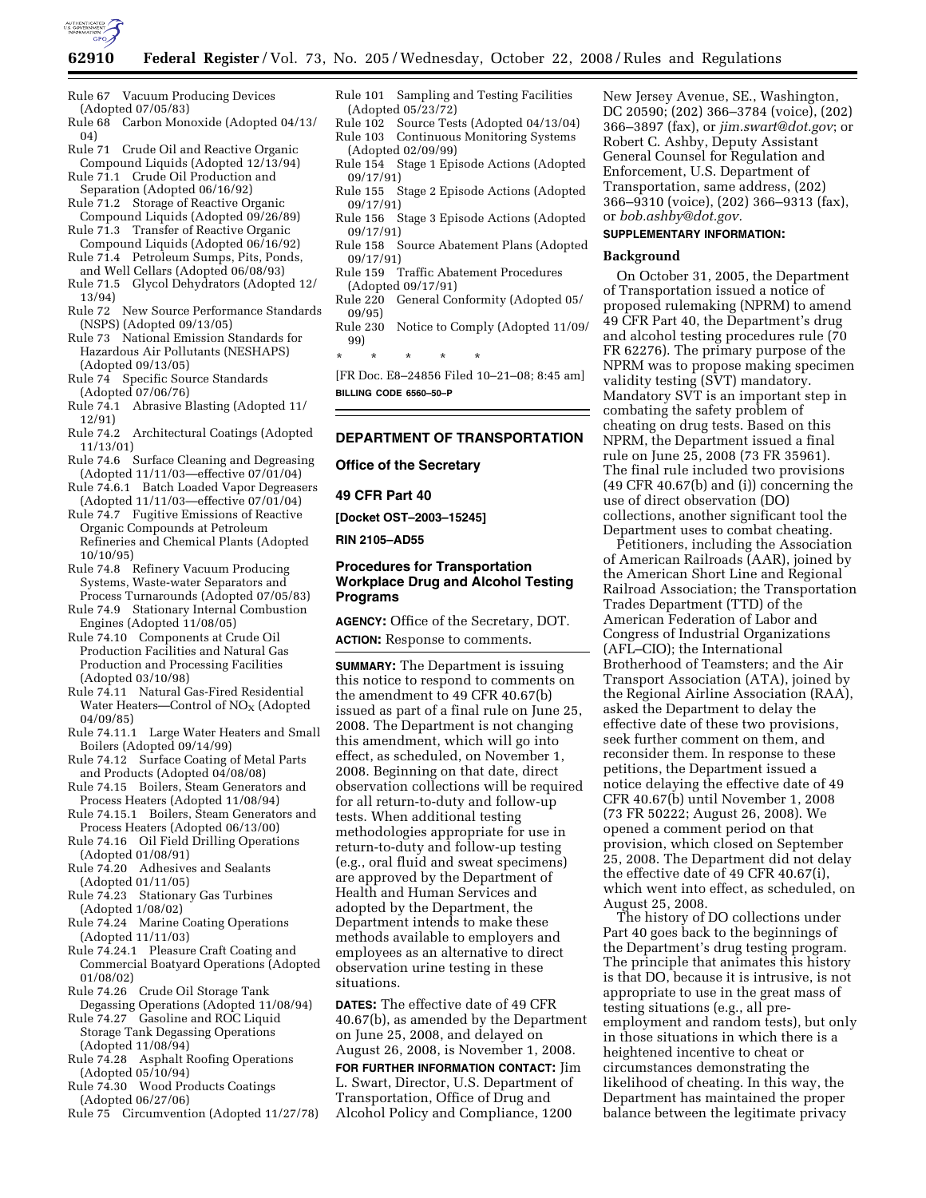Rule 67 Vacuum Producing Devices (Adopted 07/05/83)
Rule 68 Carbon Monoxide (Adopted 04/13/04)
Rule 71 Crude Oil and Reactive Organic Compound Liquids (Adopted 12/13/94)
Rule 71.1 Crude Oil Production and Separation (Adopted 06/16/92)
Rule 71.2 Storage of Reactive Organic Compound Liquids (Adopted 09/26/89)
Rule 71.3 Transfer of Reactive Organic Compound Liquids (Adopted 06/16/92)
Rule 71.4 Petroleum Sumps, Pits, Ponds, and Well Cellars (Adopted 06/08/93)
Rule 71.5 Glycol Dehydrators (Adopted 12/13/94)
Rule 72 New Source Performance Standards (NSPS) (Adopted 09/13/05)
Rule 73 National Emission Standards for Hazardous Air Pollutants (NESHAPS) (Adopted 09/13/05)
Rule 74 Specific Source Standards (Adopted 07/06/76)
Rule 74.1 Abrasive Blasting (Adopted 11/12/91)
Rule 74.2 Architectural Coatings (Adopted 11/13/01)
Rule 74.6 Surface Cleaning and Degreasing (Adopted 11/11/03—effective 07/01/04)
Rule 74.6.1 Batch Loaded Vapor Degreasers (Adopted 11/11/03—effective 07/01/04)
Rule 74.7 Fugitive Emissions of Reactive Organic Compounds at Petroleum Refineries and Chemical Plants (Adopted 10/10/95)
Rule 74.8 Refinery Vacuum Producing Systems, Waste-water Separators and Process Turnarounds (Adopted 07/05/83)
Rule 74.9 Stationary Internal Combustion Engines (Adopted 11/08/05)
Rule 74.10 Components at Crude Oil Production Facilities and Natural Gas Production and Processing Facilities (Adopted 03/10/98)
Rule 74.11 Natural Gas-Fired Residential Water Heaters—Control of $NO_X$ (Adopted 04/09/85)
Rule 74.11.1 Large Water Heaters and Small Boilers (Adopted 09/14/99)
Rule 74.12 Surface Coating of Metal Parts and Products (Adopted 04/08/08)
Rule 74.15 Boilers, Steam Generators and Process Heaters (Adopted 11/08/94)
Rule 74.15.1 Boilers, Steam Generators and Process Heaters (Adopted 06/13/00)
Rule 74.16 Oil Field Drilling Operations (Adopted 01/08/91)
Rule 74.20 Adhesives and Sealants (Adopted 01/11/05)
Rule 74.23 Stationary Gas Turbines (Adopted 1/08/02)
Rule 74.24 Marine Coating Operations (Adopted 11/11/03)
Rule 74.24.1 Pleasure Craft Coating and Commercial Boatyard Operations (Adopted 01/08/02)
Rule 74.26 Crude Oil Storage Tank Degassing Operations (Adopted 11/08/94)
Rule 74.27 Gasoline and ROC Liquid Storage Tank Degassing Operations (Adopted 11/08/94)
Rule 74.28 Asphalt Roofing Operations (Adopted 05/10/94)
Rule 74.30 Wood Products Coatings (Adopted 06/27/06)
Rule 75 Circumvention (Adopted 11/27/78)
Rule 101 Sampling and Testing Facilities (Adopted 05/23/72)
Rule 102 Source Tests (Adopted 04/13/04)
Rule 103 Continuous Monitoring Systems (Adopted 02/09/99)
Rule 154 Stage 1 Episode Actions (Adopted 09/17/91)
Rule 155 Stage 2 Episode Actions (Adopted 09/17/91)
Rule 156 Stage 3 Episode Actions (Adopted 09/17/91)
Rule 158 Source Abatement Plans (Adopted 09/17/91)
Rule 159 Traffic Abatement Procedures (Adopted 09/17/91)
Rule 220 General Conformity (Adopted 05/09/95)
Rule 230 Notice to Comply (Adopted 11/09/99)

\* \* \* \* \*

[FR Doc. E8–24856 Filed 10–21–08; 8:45 am]

**BILLING CODE 6560–50–P**

## DEPARTMENT OF TRANSPORTATION

### Office of the Secretary

### 49 CFR Part 40

**[Docket OST–2003–15245]**

**RIN 2105–AD55**

## Procedures for Transportation Workplace Drug and Alcohol Testing Programs

**AGENCY:** Office of the Secretary, DOT.

**ACTION:** Response to comments.

**SUMMARY:** The Department is issuing this notice to respond to comments on the amendment to 49 CFR 40.67(b) issued as part of a final rule on June 25, 2008. The Department is not changing this amendment, which will go into effect, as scheduled, on November 1, 2008. Beginning on that date, direct observation collections will be required for all return-to-duty and follow-up tests. When additional testing methodologies appropriate for use in return-to-duty and follow-up testing (e.g., oral fluid and sweat specimens) are approved by the Department of Health and Human Services and adopted by the Department, the Department intends to make these methods available to employers and employees as an alternative to direct observation urine testing in these situations.

**DATES:** The effective date of 49 CFR 40.67(b), as amended by the Department on June 25, 2008, and delayed on August 26, 2008, is November 1, 2008.

**FOR FURTHER INFORMATION CONTACT:** Jim L. Swart, Director, U.S. Department of Transportation, Office of Drug and Alcohol Policy and Compliance, 1200 New Jersey Avenue, SE., Washington, DC 20590; (202) 366–3784 (voice), (202) 366–3897 (fax), or *jim.swart@dot.gov*; or Robert C. Ashby, Deputy Assistant General Counsel for Regulation and Enforcement, U.S. Department of Transportation, same address, (202) 366–9310 (voice), (202) 366–9313 (fax), or *bob.ashby@dot.gov.*

**SUPPLEMENTARY INFORMATION:**

### Background

On October 31, 2005, the Department of Transportation issued a notice of proposed rulemaking (NPRM) to amend 49 CFR Part 40, the Department's drug and alcohol testing procedures rule (70 FR 62276). The primary purpose of the NPRM was to propose making specimen validity testing (SVT) mandatory. Mandatory SVT is an important step in combating the safety problem of cheating on drug tests. Based on this NPRM, the Department issued a final rule on June 25, 2008 (73 FR 35961). The final rule included two provisions (49 CFR 40.67(b) and (i)) concerning the use of direct observation (DO) collections, another significant tool the Department uses to combat cheating.

Petitioners, including the Association of American Railroads (AAR), joined by the American Short Line and Regional Railroad Association; the Transportation Trades Department (TTD) of the American Federation of Labor and Congress of Industrial Organizations (AFL–CIO); the International Brotherhood of Teamsters; and the Air Transport Association (ATA), joined by the Regional Airline Association (RAA), asked the Department to delay the effective date of these two provisions, seek further comment on them, and reconsider them. In response to these petitions, the Department issued a notice delaying the effective date of 49 CFR 40.67(b) until November 1, 2008 (73 FR 50222; August 26, 2008). We opened a comment period on that provision, which closed on September 25, 2008. The Department did not delay the effective date of 49 CFR 40.67(i), which went into effect, as scheduled, on August 25, 2008.

The history of DO collections under Part 40 goes back to the beginnings of the Department's drug testing program. The principle that animates this history is that DO, because it is intrusive, is not appropriate to use in the great mass of testing situations (e.g., all pre-employment and random tests), but only in those situations in which there is a heightened incentive to cheat or circumstances demonstrating the likelihood of cheating. In this way, the Department has maintained the proper balance between the legitimate privacy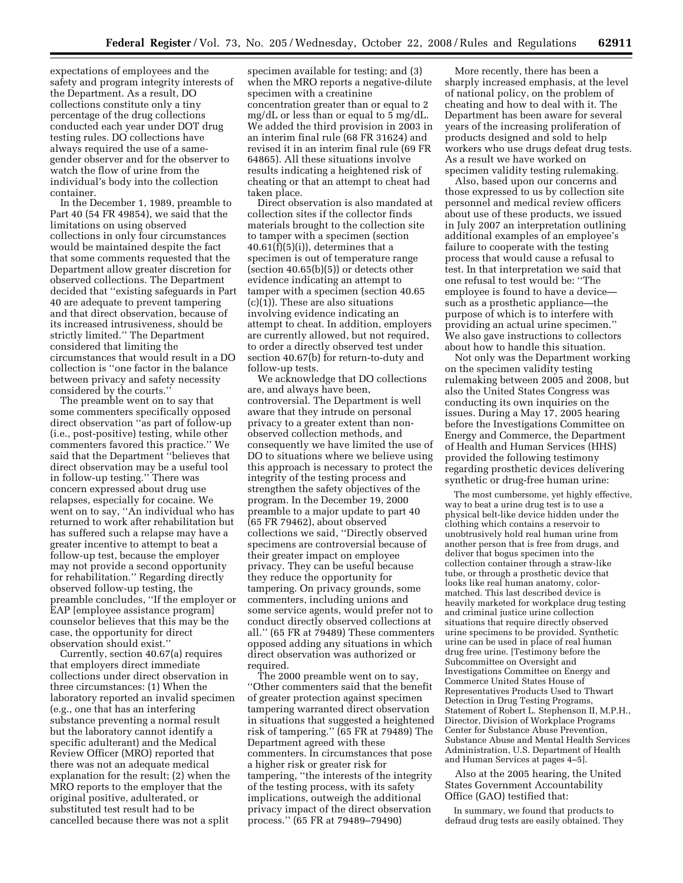expectations of employees and the safety and program integrity interests of the Department. As a result, DO collections constitute only a tiny percentage of the drug collections conducted each year under DOT drug testing rules. DO collections have always required the use of a same-gender observer and for the observer to watch the flow of urine from the individual's body into the collection container.

In the December 1, 1989, preamble to Part 40 (54 FR 49854), we said that the limitations on using observed collections in only four circumstances would be maintained despite the fact that some comments requested that the Department allow greater discretion for observed collections. The Department decided that ''existing safeguards in Part 40 are adequate to prevent tampering and that direct observation, because of its increased intrusiveness, should be strictly limited.'' The Department considered that limiting the circumstances that would result in a DO collection is ''one factor in the balance between privacy and safety necessity considered by the courts.''

The preamble went on to say that some commenters specifically opposed direct observation ''as part of follow-up (i.e., post-positive) testing, while other commenters favored this practice.'' We said that the Department ''believes that direct observation may be a useful tool in follow-up testing.'' There was concern expressed about drug use relapses, especially for cocaine. We went on to say, ''An individual who has returned to work after rehabilitation but has suffered such a relapse may have a greater incentive to attempt to beat a follow-up test, because the employer may not provide a second opportunity for rehabilitation.'' Regarding directly observed follow-up testing, the preamble concludes, ''If the employer or EAP [employee assistance program] counselor believes that this may be the case, the opportunity for direct observation should exist.''

Currently, section 40.67(a) requires that employers direct immediate collections under direct observation in three circumstances: (1) When the laboratory reported an invalid specimen (e.g., one that has an interfering substance preventing a normal result but the laboratory cannot identify a specific adulterant) and the Medical Review Officer (MRO) reported that there was not an adequate medical explanation for the result; (2) when the MRO reports to the employer that the original positive, adulterated, or substituted test result had to be cancelled because there was not a split specimen available for testing; and (3) when the MRO reports a negative-dilute specimen with a creatinine concentration greater than or equal to 2 mg/dL or less than or equal to 5 mg/dL. We added the third provision in 2003 in an interim final rule (68 FR 31624) and revised it in an interim final rule (69 FR 64865). All these situations involve results indicating a heightened risk of cheating or that an attempt to cheat had taken place.

Direct observation is also mandated at collection sites if the collector finds materials brought to the collection site to tamper with a specimen (section 40.61(f)(5)(i)), determines that a specimen is out of temperature range (section 40.65(b)(5)) or detects other evidence indicating an attempt to tamper with a specimen (section 40.65 (c)(1)). These are also situations involving evidence indicating an attempt to cheat. In addition, employers are currently allowed, but not required, to order a directly observed test under section 40.67(b) for return-to-duty and follow-up tests.

We acknowledge that DO collections are, and always have been, controversial. The Department is well aware that they intrude on personal privacy to a greater extent than non-observed collection methods, and consequently we have limited the use of DO to situations where we believe using this approach is necessary to protect the integrity of the testing process and strengthen the safety objectives of the program. In the December 19, 2000 preamble to a major update to part 40 (65 FR 79462), about observed collections we said, ''Directly observed specimens are controversial because of their greater impact on employee privacy. They can be useful because they reduce the opportunity for tampering. On privacy grounds, some commenters, including unions and some service agents, would prefer not to conduct directly observed collections at all.'' (65 FR at 79489) These commenters opposed adding any situations in which direct observation was authorized or required.

The 2000 preamble went on to say, ''Other commenters said that the benefit of greater protection against specimen tampering warranted direct observation in situations that suggested a heightened risk of tampering.'' (65 FR at 79489) The Department agreed with these commenters. In circumstances that pose a higher risk or greater risk for tampering, ''the interests of the integrity of the testing process, with its safety implications, outweigh the additional privacy impact of the direct observation process.'' (65 FR at 79489–79490)

More recently, there has been a sharply increased emphasis, at the level of national policy, on the problem of cheating and how to deal with it. The Department has been aware for several years of the increasing proliferation of products designed and sold to help workers who use drugs defeat drug tests. As a result we have worked on specimen validity testing rulemaking.

Also, based upon our concerns and those expressed to us by collection site personnel and medical review officers about use of these products, we issued in July 2007 an interpretation outlining additional examples of an employee's failure to cooperate with the testing process that would cause a refusal to test. In that interpretation we said that one refusal to test would be: ''The employee is found to have a device—such as a prosthetic appliance—the purpose of which is to interfere with providing an actual urine specimen.'' We also gave instructions to collectors about how to handle this situation.

Not only was the Department working on the specimen validity testing rulemaking between 2005 and 2008, but also the United States Congress was conducting its own inquiries on the issues. During a May 17, 2005 hearing before the Investigations Committee on Energy and Commerce, the Department of Health and Human Services (HHS) provided the following testimony regarding prosthetic devices delivering synthetic or drug-free human urine:

> The most cumbersome, yet highly effective, way to beat a urine drug test is to use a physical belt-like device hidden under the clothing which contains a reservoir to unobtrusively hold real human urine from another person that is free from drugs, and deliver that bogus specimen into the collection container through a straw-like tube, or through a prosthetic device that looks like real human anatomy, color-matched. This last described device is heavily marketed for workplace drug testing and criminal justice urine collection situations that require directly observed urine specimens to be provided. Synthetic urine can be used in place of real human drug free urine. [Testimony before the Subcommittee on Oversight and Investigations Committee on Energy and Commerce United States House of Representatives Products Used to Thwart Detection in Drug Testing Programs, Statement of Robert L. Stephenson II, M.P.H., Director, Division of Workplace Programs Center for Substance Abuse Prevention, Substance Abuse and Mental Health Services Administration, U.S. Department of Health and Human Services at pages 4–5].

Also at the 2005 hearing, the United States Government Accountability Office (GAO) testified that:

> In summary, we found that products to defraud drug tests are easily obtained. They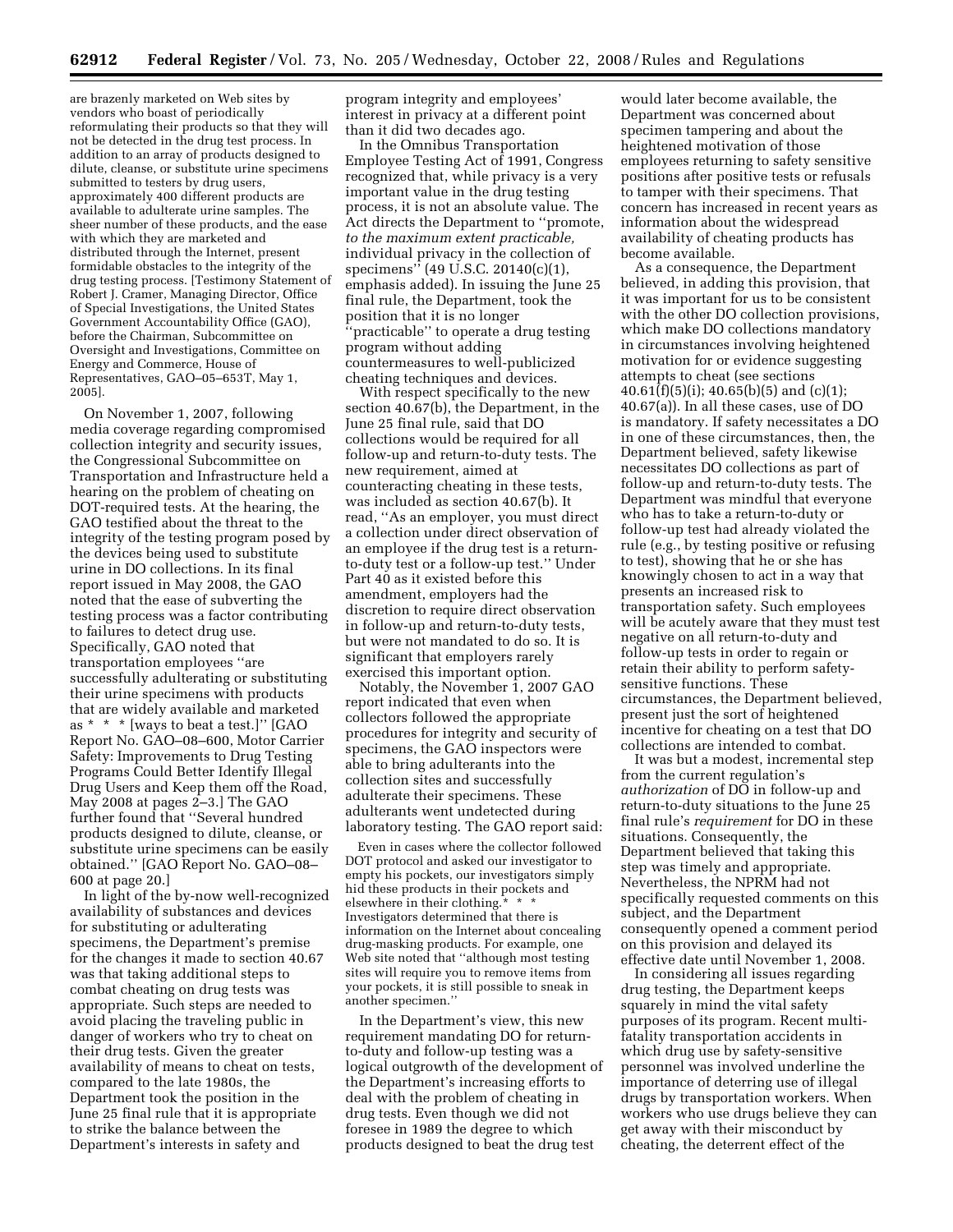are brazenly marketed on Web sites by vendors who boast of periodically reformulating their products so that they will not be detected in the drug test process. In addition to an array of products designed to dilute, cleanse, or substitute urine specimens submitted to testers by drug users, approximately 400 different products are available to adulterate urine samples. The sheer number of these products, and the ease with which they are marketed and distributed through the Internet, present formidable obstacles to the integrity of the drug testing process. [Testimony Statement of Robert J. Cramer, Managing Director, Office of Special Investigations, the United States Government Accountability Office (GAO), before the Chairman, Subcommittee on Oversight and Investigations, Committee on Energy and Commerce, House of Representatives, GAO–05–653T, May 1, 2005].

On November 1, 2007, following media coverage regarding compromised collection integrity and security issues, the Congressional Subcommittee on Transportation and Infrastructure held a hearing on the problem of cheating on DOT-required tests. At the hearing, the GAO testified about the threat to the integrity of the testing program posed by the devices being used to substitute urine in DO collections. In its final report issued in May 2008, the GAO noted that the ease of subverting the testing process was a factor contributing to failures to detect drug use. Specifically, GAO noted that transportation employees ''are successfully adulterating or substituting their urine specimens with products that are widely available and marketed as * * * [ways to beat a test.]'' [GAO Report No. GAO–08–600, Motor Carrier Safety: Improvements to Drug Testing Programs Could Better Identify Illegal Drug Users and Keep them off the Road, May 2008 at pages 2–3.] The GAO further found that ''Several hundred products designed to dilute, cleanse, or substitute urine specimens can be easily obtained.'' [GAO Report No. GAO–08–600 at page 20.]

In light of the by-now well-recognized availability of substances and devices for substituting or adulterating specimens, the Department's premise for the changes it made to section 40.67 was that taking additional steps to combat cheating on drug tests was appropriate. Such steps are needed to avoid placing the traveling public in danger of workers who try to cheat on their drug tests. Given the greater availability of means to cheat on tests, compared to the late 1980s, the Department took the position in the June 25 final rule that it is appropriate to strike the balance between the Department's interests in safety and program integrity and employees' interest in privacy at a different point than it did two decades ago.

In the Omnibus Transportation Employee Testing Act of 1991, Congress recognized that, while privacy is a very important value in the drug testing process, it is not an absolute value. The Act directs the Department to ''promote, *to the maximum extent practicable,* individual privacy in the collection of specimens'' (49 U.S.C. 20140(c)(1), emphasis added). In issuing the June 25 final rule, the Department, took the position that it is no longer ''practicable'' to operate a drug testing program without adding countermeasures to well-publicized cheating techniques and devices.

With respect specifically to the new section 40.67(b), the Department, in the June 25 final rule, said that DO collections would be required for all follow-up and return-to-duty tests. The new requirement, aimed at counteracting cheating in these tests, was included as section 40.67(b). It read, ''As an employer, you must direct a collection under direct observation of an employee if the drug test is a return-to-duty test or a follow-up test.'' Under Part 40 as it existed before this amendment, employers had the discretion to require direct observation in follow-up and return-to-duty tests, but were not mandated to do so. It is significant that employers rarely exercised this important option.

Notably, the November 1, 2007 GAO report indicated that even when collectors followed the appropriate procedures for integrity and security of specimens, the GAO inspectors were able to bring adulterants into the collection sites and successfully adulterate their specimens. These adulterants went undetected during laboratory testing. The GAO report said:

> Even in cases where the collector followed DOT protocol and asked our investigator to empty his pockets, our investigators simply hid these products in their pockets and elsewhere in their clothing.* * * Investigators determined that there is information on the Internet about concealing drug-masking products. For example, one Web site noted that ''although most testing sites will require you to remove items from your pockets, it is still possible to sneak in another specimen.''

In the Department's view, this new requirement mandating DO for return-to-duty and follow-up testing was a logical outgrowth of the development of the Department's increasing efforts to deal with the problem of cheating in drug tests. Even though we did not foresee in 1989 the degree to which products designed to beat the drug test would later become available, the Department was concerned about specimen tampering and about the heightened motivation of those employees returning to safety sensitive positions after positive tests or refusals to tamper with their specimens. That concern has increased in recent years as information about the widespread availability of cheating products has become available.

As a consequence, the Department believed, in adding this provision, that it was important for us to be consistent with the other DO collection provisions, which make DO collections mandatory in circumstances involving heightened motivation for or evidence suggesting attempts to cheat (see sections 40.61(f)(5)(i); 40.65(b)(5) and (c)(1); 40.67(a)). In all these cases, use of DO is mandatory. If safety necessitates a DO in one of these circumstances, then, the Department believed, safety likewise necessitates DO collections as part of follow-up and return-to-duty tests. The Department was mindful that everyone who has to take a return-to-duty or follow-up test had already violated the rule (e.g., by testing positive or refusing to test), showing that he or she has knowingly chosen to act in a way that presents an increased risk to transportation safety. Such employees will be acutely aware that they must test negative on all return-to-duty and follow-up tests in order to regain or retain their ability to perform safety-sensitive functions. These circumstances, the Department believed, present just the sort of heightened incentive for cheating on a test that DO collections are intended to combat.

It was but a modest, incremental step from the current regulation's *authorization* of DO in follow-up and return-to-duty situations to the June 25 final rule's *requirement* for DO in these situations. Consequently, the Department believed that taking this step was timely and appropriate. Nevertheless, the NPRM had not specifically requested comments on this subject, and the Department consequently opened a comment period on this provision and delayed its effective date until November 1, 2008.

In considering all issues regarding drug testing, the Department keeps squarely in mind the vital safety purposes of its program. Recent multi-fatality transportation accidents in which drug use by safety-sensitive personnel was involved underline the importance of deterring use of illegal drugs by transportation workers. When workers who use drugs believe they can get away with their misconduct by cheating, the deterrent effect of the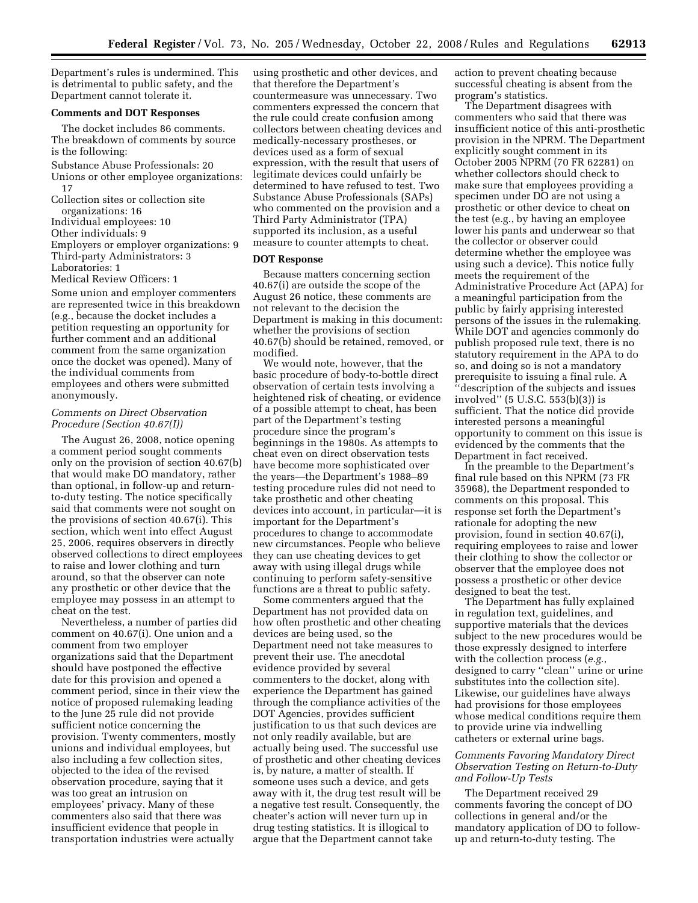Department's rules is undermined. This is detrimental to public safety, and the Department cannot tolerate it.

**Comments and DOT Responses**

The docket includes 86 comments. The breakdown of comments by source is the following:

Substance Abuse Professionals: 20
Unions or other employee organizations: 17
Collection sites or collection site organizations: 16
Individual employees: 10
Other individuals: 9
Employers or employer organizations: 9
Third-party Administrators: 3
Laboratories: 1
Medical Review Officers: 1

Some union and employer commenters are represented twice in this breakdown (e.g., because the docket includes a petition requesting an opportunity for further comment and an additional comment from the same organization once the docket was opened). Many of the individual comments from employees and others were submitted anonymously.

*Comments on Direct Observation Procedure (Section 40.67(I))*

The August 26, 2008, notice opening a comment period sought comments only on the provision of section 40.67(b) that would make DO mandatory, rather than optional, in follow-up and return-to-duty testing. The notice specifically said that comments were not sought on the provisions of section 40.67(i). This section, which went into effect August 25, 2006, requires observers in directly observed collections to direct employees to raise and lower clothing and turn around, so that the observer can note any prosthetic or other device that the employee may possess in an attempt to cheat on the test.

Nevertheless, a number of parties did comment on 40.67(i). One union and a comment from two employer organizations said that the Department should have postponed the effective date for this provision and opened a comment period, since in their view the notice of proposed rulemaking leading to the June 25 rule did not provide sufficient notice concerning the provision. Twenty commenters, mostly unions and individual employees, but also including a few collection sites, objected to the idea of the revised observation procedure, saying that it was too great an intrusion on employees' privacy. Many of these commenters also said that there was insufficient evidence that people in transportation industries were actually using prosthetic and other devices, and that therefore the Department's countermeasure was unnecessary. Two commenters expressed the concern that the rule could create confusion among collectors between cheating devices and medically-necessary prostheses, or devices used as a form of sexual expression, with the result that users of legitimate devices could unfairly be determined to have refused to test. Two Substance Abuse Professionals (SAPs) who commented on the provision and a Third Party Administrator (TPA) supported its inclusion, as a useful measure to counter attempts to cheat.

**DOT Response**

Because matters concerning section 40.67(i) are outside the scope of the August 26 notice, these comments are not relevant to the decision the Department is making in this document: whether the provisions of section 40.67(b) should be retained, removed, or modified.

We would note, however, that the basic procedure of body-to-bottle direct observation of certain tests involving a heightened risk of cheating, or evidence of a possible attempt to cheat, has been part of the Department's testing procedure since the program's beginnings in the 1980s. As attempts to cheat even on direct observation tests have become more sophisticated over the years—the Department's 1988–89 testing procedure rules did not need to take prosthetic and other cheating devices into account, in particular—it is important for the Department's procedures to change to accommodate new circumstances. People who believe they can use cheating devices to get away with using illegal drugs while continuing to perform safety-sensitive functions are a threat to public safety.

Some commenters argued that the Department has not provided data on how often prosthetic and other cheating devices are being used, so the Department need not take measures to prevent their use. The anecdotal evidence provided by several commenters to the docket, along with experience the Department has gained through the compliance activities of the DOT Agencies, provides sufficient justification to us that such devices are not only readily available, but are actually being used. The successful use of prosthetic and other cheating devices is, by nature, a matter of stealth. If someone uses such a device, and gets away with it, the drug test result will be a negative test result. Consequently, the cheater's action will never turn up in drug testing statistics. It is illogical to argue that the Department cannot take action to prevent cheating because successful cheating is absent from the program's statistics.

The Department disagrees with commenters who said that there was insufficient notice of this anti-prosthetic provision in the NPRM. The Department explicitly sought comment in its October 2005 NPRM (70 FR 62281) on whether collectors should check to make sure that employees providing a specimen under DO are not using a prosthetic or other device to cheat on the test (e.g., by having an employee lower his pants and underwear so that the collector or observer could determine whether the employee was using such a device). This notice fully meets the requirement of the Administrative Procedure Act (APA) for a meaningful participation from the public by fairly apprising interested persons of the issues in the rulemaking. While DOT and agencies commonly do publish proposed rule text, there is no statutory requirement in the APA to do so, and doing so is not a mandatory prerequisite to issuing a final rule. A "description of the subjects and issues involved" (5 U.S.C. 553(b)(3)) is sufficient. That the notice did provide interested persons a meaningful opportunity to comment on this issue is evidenced by the comments that the Department in fact received.

In the preamble to the Department's final rule based on this NPRM (73 FR 35968), the Department responded to comments on this proposal. This response set forth the Department's rationale for adopting the new provision, found in section 40.67(i), requiring employees to raise and lower their clothing to show the collector or observer that the employee does not possess a prosthetic or other device designed to beat the test.

The Department has fully explained in regulation text, guidelines, and supportive materials that the devices subject to the new procedures would be those expressly designed to interfere with the collection process (*e.g.*, designed to carry "clean" urine or urine substitutes into the collection site). Likewise, our guidelines have always had provisions for those employees whose medical conditions require them to provide urine via indwelling catheters or external urine bags.

*Comments Favoring Mandatory Direct Observation Testing on Return-to-Duty and Follow-Up Tests*

The Department received 29 comments favoring the concept of DO collections in general and/or the mandatory application of DO to follow-up and return-to-duty testing. The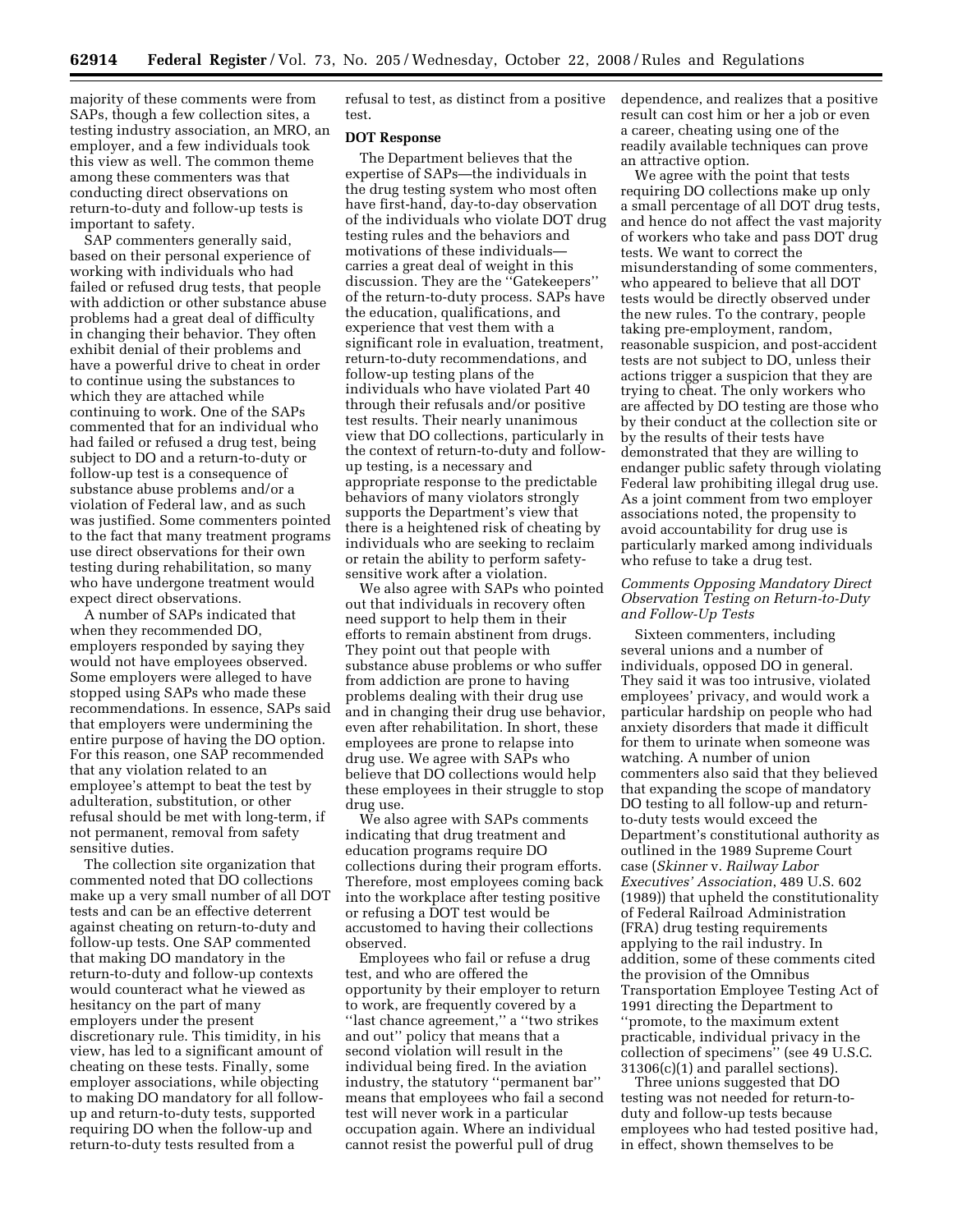majority of these comments were from SAPs, though a few collection sites, a testing industry association, an MRO, an employer, and a few individuals took this view as well. The common theme among these commenters was that conducting direct observations on return-to-duty and follow-up tests is important to safety.

SAP commenters generally said, based on their personal experience of working with individuals who had failed or refused drug tests, that people with addiction or other substance abuse problems had a great deal of difficulty in changing their behavior. They often exhibit denial of their problems and have a powerful drive to cheat in order to continue using the substances to which they are attached while continuing to work. One of the SAPs commented that for an individual who had failed or refused a drug test, being subject to DO and a return-to-duty or follow-up test is a consequence of substance abuse problems and/or a violation of Federal law, and as such was justified. Some commenters pointed to the fact that many treatment programs use direct observations for their own testing during rehabilitation, so many who have undergone treatment would expect direct observations.

A number of SAPs indicated that when they recommended DO, employers responded by saying they would not have employees observed. Some employers were alleged to have stopped using SAPs who made these recommendations. In essence, SAPs said that employers were undermining the entire purpose of having the DO option. For this reason, one SAP recommended that any violation related to an employee's attempt to beat the test by adulteration, substitution, or other refusal should be met with long-term, if not permanent, removal from safety sensitive duties.

The collection site organization that commented noted that DO collections make up a very small number of all DOT tests and can be an effective deterrent against cheating on return-to-duty and follow-up tests. One SAP commented that making DO mandatory in the return-to-duty and follow-up contexts would counteract what he viewed as hesitancy on the part of many employers under the present discretionary rule. This timidity, in his view, has led to a significant amount of cheating on these tests. Finally, some employer associations, while objecting to making DO mandatory for all follow-up and return-to-duty tests, supported requiring DO when the follow-up and return-to-duty tests resulted from a refusal to test, as distinct from a positive test.

**DOT Response**

The Department believes that the expertise of SAPs—the individuals in the drug testing system who most often have first-hand, day-to-day observation of the individuals who violate DOT drug testing rules and the behaviors and motivations of these individuals—carries a great deal of weight in this discussion. They are the ''Gatekeepers'' of the return-to-duty process. SAPs have the education, qualifications, and experience that vest them with a significant role in evaluation, treatment, return-to-duty recommendations, and follow-up testing plans of the individuals who have violated Part 40 through their refusals and/or positive test results. Their nearly unanimous view that DO collections, particularly in the context of return-to-duty and follow-up testing, is a necessary and appropriate response to the predictable behaviors of many violators strongly supports the Department's view that there is a heightened risk of cheating by individuals who are seeking to reclaim or retain the ability to perform safety-sensitive work after a violation.

We also agree with SAPs who pointed out that individuals in recovery often need support to help them in their efforts to remain abstinent from drugs. They point out that people with substance abuse problems or who suffer from addiction are prone to having problems dealing with their drug use and in changing their drug use behavior, even after rehabilitation. In short, these employees are prone to relapse into drug use. We agree with SAPs who believe that DO collections would help these employees in their struggle to stop drug use.

We also agree with SAPs comments indicating that drug treatment and education programs require DO collections during their program efforts. Therefore, most employees coming back into the workplace after testing positive or refusing a DOT test would be accustomed to having their collections observed.

Employees who fail or refuse a drug test, and who are offered the opportunity by their employer to return to work, are frequently covered by a ''last chance agreement,'' a ''two strikes and out'' policy that means that a second violation will result in the individual being fired. In the aviation industry, the statutory ''permanent bar'' means that employees who fail a second test will never work in a particular occupation again. Where an individual cannot resist the powerful pull of drug dependence, and realizes that a positive result can cost him or her a job or even a career, cheating using one of the readily available techniques can prove an attractive option.

We agree with the point that tests requiring DO collections make up only a small percentage of all DOT drug tests, and hence do not affect the vast majority of workers who take and pass DOT drug tests. We want to correct the misunderstanding of some commenters, who appeared to believe that all DOT tests would be directly observed under the new rules. To the contrary, people taking pre-employment, random, reasonable suspicion, and post-accident tests are not subject to DO, unless their actions trigger a suspicion that they are trying to cheat. The only workers who are affected by DO testing are those who by their conduct at the collection site or by the results of their tests have demonstrated that they are willing to endanger public safety through violating Federal law prohibiting illegal drug use. As a joint comment from two employer associations noted, the propensity to avoid accountability for drug use is particularly marked among individuals who refuse to take a drug test.

*Comments Opposing Mandatory Direct Observation Testing on Return-to-Duty and Follow-Up Tests*

Sixteen commenters, including several unions and a number of individuals, opposed DO in general. They said it was too intrusive, violated employees' privacy, and would work a particular hardship on people who had anxiety disorders that made it difficult for them to urinate when someone was watching. A number of union commenters also said that they believed that expanding the scope of mandatory DO testing to all follow-up and return-to-duty tests would exceed the Department's constitutional authority as outlined in the 1989 Supreme Court case (*Skinner* v. *Railway Labor Executives' Association*, 489 U.S. 602 (1989)) that upheld the constitutionality of Federal Railroad Administration (FRA) drug testing requirements applying to the rail industry. In addition, some of these comments cited the provision of the Omnibus Transportation Employee Testing Act of 1991 directing the Department to ''promote, to the maximum extent practicable, individual privacy in the collection of specimens'' (see 49 U.S.C. 31306(c)(1) and parallel sections).

Three unions suggested that DO testing was not needed for return-to-duty and follow-up tests because employees who had tested positive had, in effect, shown themselves to be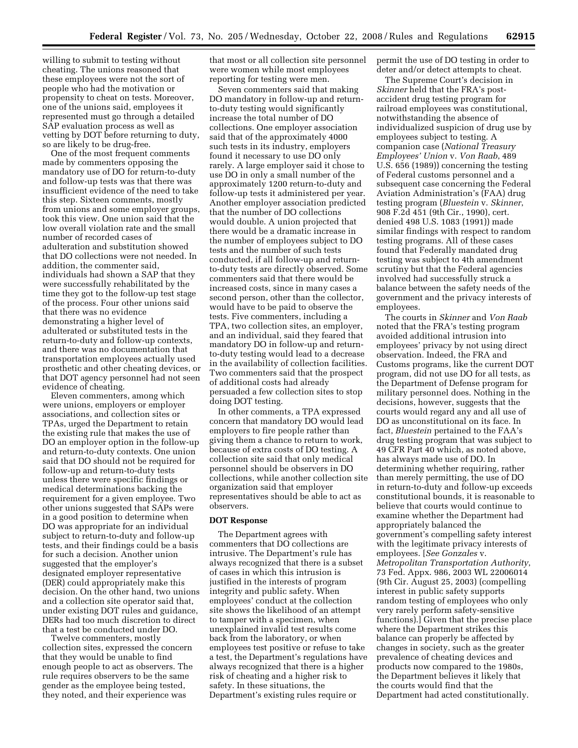willing to submit to testing without cheating. The unions reasoned that these employees were not the sort of people who had the motivation or propensity to cheat on tests. Moreover, one of the unions said, employees it represented must go through a detailed SAP evaluation process as well as vetting by DOT before returning to duty, so are likely to be drug-free.

One of the most frequent comments made by commenters opposing the mandatory use of DO for return-to-duty and follow-up tests was that there was insufficient evidence of the need to take this step. Sixteen comments, mostly from unions and some employer groups, took this view. One union said that the low overall violation rate and the small number of recorded cases of adulteration and substitution showed that DO collections were not needed. In addition, the commenter said, individuals had shown a SAP that they were successfully rehabilitated by the time they got to the follow-up test stage of the process. Four other unions said that there was no evidence demonstrating a higher level of adulterated or substituted tests in the return-to-duty and follow-up contexts, and there was no documentation that transportation employees actually used prosthetic and other cheating devices, or that DOT agency personnel had not seen evidence of cheating.

Eleven commenters, among which were unions, employers or employer associations, and collection sites or TPAs, urged the Department to retain the existing rule that makes the use of DO an employer option in the follow-up and return-to-duty contexts. One union said that DO should not be required for follow-up and return-to-duty tests unless there were specific findings or medical determinations backing the requirement for a given employee. Two other unions suggested that SAPs were in a good position to determine when DO was appropriate for an individual subject to return-to-duty and follow-up tests, and their findings could be a basis for such a decision. Another union suggested that the employer's designated employer representative (DER) could appropriately make this decision. On the other hand, two unions and a collection site operator said that, under existing DOT rules and guidance, DERs had too much discretion to direct that a test be conducted under DO.

Twelve commenters, mostly collection sites, expressed the concern that they would be unable to find enough people to act as observers. The rule requires observers to be the same gender as the employee being tested, they noted, and their experience was that most or all collection site personnel were women while most employees reporting for testing were men.

Seven commenters said that making DO mandatory in follow-up and return-to-duty testing would significantly increase the total number of DO collections. One employer association said that of the approximately 4000 such tests in its industry, employers found it necessary to use DO only rarely. A large employer said it chose to use DO in only a small number of the approximately 1200 return-to-duty and follow-up tests it administered per year. Another employer association predicted that the number of DO collections would double. A union projected that there would be a dramatic increase in the number of employees subject to DO tests and the number of such tests conducted, if all follow-up and return-to-duty tests are directly observed. Some commenters said that there would be increased costs, since in many cases a second person, other than the collector, would have to be paid to observe the tests. Five commenters, including a TPA, two collection sites, an employer, and an individual, said they feared that mandatory DO in follow-up and return-to-duty testing would lead to a decrease in the availability of collection facilities. Two commenters said that the prospect of additional costs had already persuaded a few collection sites to stop doing DOT testing.

In other comments, a TPA expressed concern that mandatory DO would lead employers to fire people rather than giving them a chance to return to work, because of extra costs of DO testing. A collection site said that only medical personnel should be observers in DO collections, while another collection site organization said that employer representatives should be able to act as observers.

### DOT Response

The Department agrees with commenters that DO collections are intrusive. The Department's rule has always recognized that there is a subset of cases in which this intrusion is justified in the interests of program integrity and public safety. When employees' conduct at the collection site shows the likelihood of an attempt to tamper with a specimen, when unexplained invalid test results come back from the laboratory, or when employees test positive or refuse to take a test, the Department's regulations have always recognized that there is a higher risk of cheating and a higher risk to safety. In these situations, the Department's existing rules require or permit the use of DO testing in order to deter and/or detect attempts to cheat.

The Supreme Court's decision in *Skinner* held that the FRA's post-accident drug testing program for railroad employees was constitutional, notwithstanding the absence of individualized suspicion of drug use by employees subject to testing. A companion case (*National Treasury Employees' Union* v. *Von Raab*, 489 U.S. 656 (1989)) concerning the testing of Federal customs personnel and a subsequent case concerning the Federal Aviation Administration's (FAA) drug testing program (*Bluestein* v. *Skinner*, 908 F.2d 451 (9th Cir., 1990), cert. denied 498 U.S. 1083 (1991)) made similar findings with respect to random testing programs. All of these cases found that Federally mandated drug testing was subject to 4th amendment scrutiny but that the Federal agencies involved had successfully struck a balance between the safety needs of the government and the privacy interests of employees.

The courts in *Skinner* and *Von Raab* noted that the FRA's testing program avoided additional intrusion into employees' privacy by not using direct observation. Indeed, the FRA and Customs programs, like the current DOT program, did not use DO for all tests, as the Department of Defense program for military personnel does. Nothing in the decisions, however, suggests that the courts would regard any and all use of DO as unconstitutional on its face. In fact, *Bluestein* pertained to the FAA's drug testing program that was subject to 49 CFR Part 40 which, as noted above, has always made use of DO. In determining whether requiring, rather than merely permitting, the use of DO in return-to-duty and follow-up exceeds constitutional bounds, it is reasonable to believe that courts would continue to examine whether the Department had appropriately balanced the government's compelling safety interest with the legitimate privacy interests of employees. [*See Gonzales* v. *Metropolitan Transportation Authority*, 73 Fed. Appx. 986, 2003 WL 22006014 (9th Cir. August 25, 2003) (compelling interest in public safety supports random testing of employees who only very rarely perform safety-sensitive functions).] Given that the precise place where the Department strikes this balance can properly be affected by changes in society, such as the greater prevalence of cheating devices and products now compared to the 1980s, the Department believes it likely that the courts would find that the Department had acted constitutionally.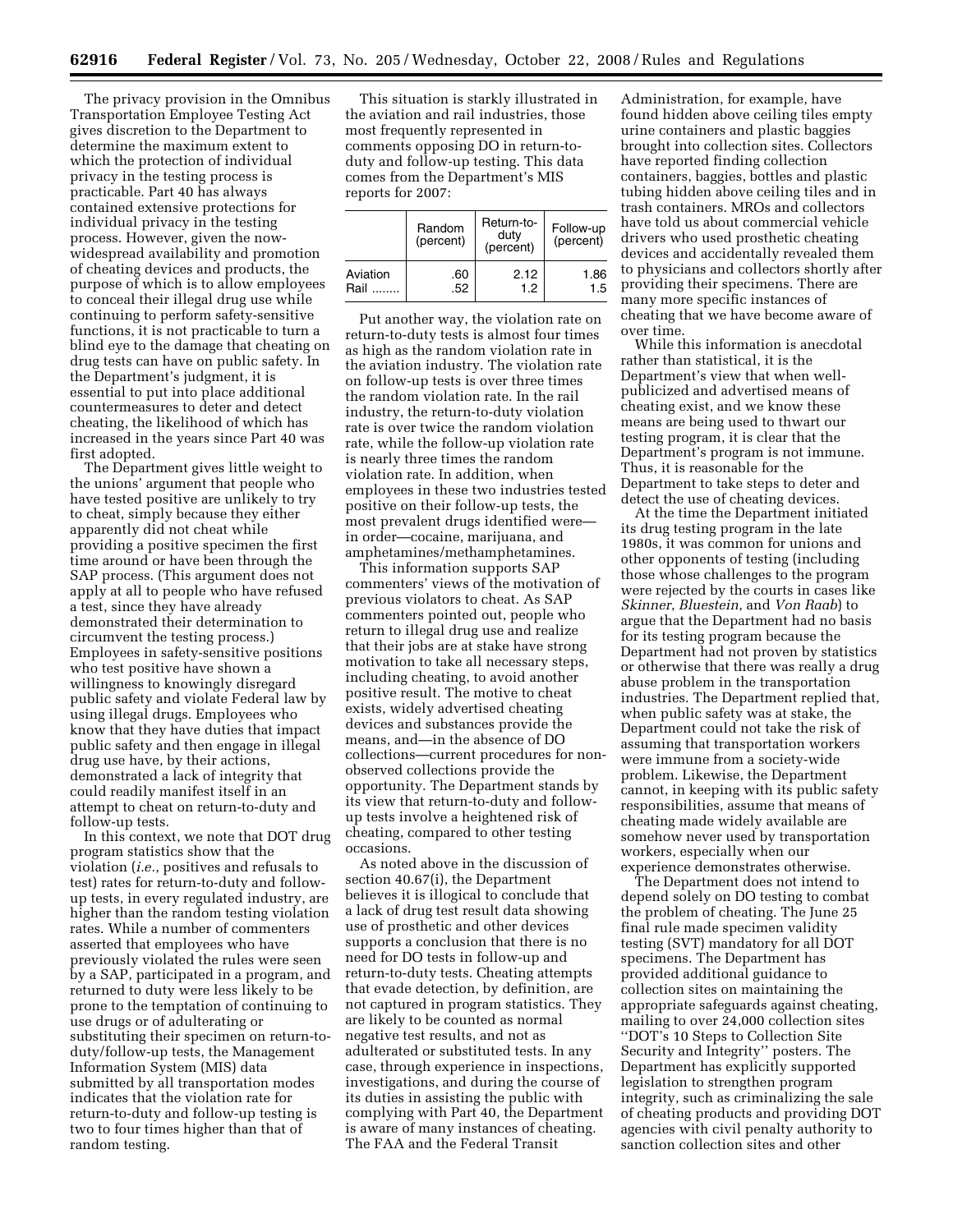The privacy provision in the Omnibus Transportation Employee Testing Act gives discretion to the Department to determine the maximum extent to which the protection of individual privacy in the testing process is practicable. Part 40 has always contained extensive protections for individual privacy in the testing process. However, given the now-widespread availability and promotion of cheating devices and products, the purpose of which is to allow employees to conceal their illegal drug use while continuing to perform safety-sensitive functions, it is not practicable to turn a blind eye to the damage that cheating on drug tests can have on public safety. In the Department's judgment, it is essential to put into place additional countermeasures to deter and detect cheating, the likelihood of which has increased in the years since Part 40 was first adopted.

The Department gives little weight to the unions' argument that people who have tested positive are unlikely to try to cheat, simply because they either apparently did not cheat while providing a positive specimen the first time around or have been through the SAP process. (This argument does not apply at all to people who have refused a test, since they have already demonstrated their determination to circumvent the testing process.) Employees in safety-sensitive positions who test positive have shown a willingness to knowingly disregard public safety and violate Federal law by using illegal drugs. Employees who know that they have duties that impact public safety and then engage in illegal drug use have, by their actions, demonstrated a lack of integrity that could readily manifest itself in an attempt to cheat on return-to-duty and follow-up tests.

In this context, we note that DOT drug program statistics show that the violation (*i.e.*, positives and refusals to test) rates for return-to-duty and follow-up tests, in every regulated industry, are higher than the random testing violation rates. While a number of commenters asserted that employees who have previously violated the rules were seen by a SAP, participated in a program, and returned to duty were less likely to be prone to the temptation of continuing to use drugs or of adulterating or substituting their specimen on return-to-duty/follow-up tests, the Management Information System (MIS) data submitted by all transportation modes indicates that the violation rate for return-to-duty and follow-up testing is two to four times higher than that of random testing.

This situation is starkly illustrated in the aviation and rail industries, those most frequently represented in comments opposing DO in return-to-duty and follow-up testing. This data comes from the Department's MIS reports for 2007:

| | Random (percent) | Return-to-duty (percent) | Follow-up (percent) |
|---|---|---|---|
| Aviation | .60 | 2.12 | 1.86 |
| Rail ........ | .52 | 1.2 | 1.5 |

Put another way, the violation rate on return-to-duty tests is almost four times as high as the random violation rate in the aviation industry. The violation rate on follow-up tests is over three times the random violation rate. In the rail industry, the return-to-duty violation rate is over twice the random violation rate, while the follow-up violation rate is nearly three times the random violation rate. In addition, when employees in these two industries tested positive on their follow-up tests, the most prevalent drugs identified were—in order—cocaine, marijuana, and amphetamines/methamphetamines.

This information supports SAP commenters' views of the motivation of previous violators to cheat. As SAP commenters pointed out, people who return to illegal drug use and realize that their jobs are at stake have strong motivation to take all necessary steps, including cheating, to avoid another positive result. The motive to cheat exists, widely advertised cheating devices and substances provide the means, and—in the absence of DO collections—current procedures for non-observed collections provide the opportunity. The Department stands by its view that return-to-duty and follow-up tests involve a heightened risk of cheating, compared to other testing occasions.

As noted above in the discussion of section 40.67(i), the Department believes it is illogical to conclude that a lack of drug test result data showing use of prosthetic and other devices supports a conclusion that there is no need for DO tests in follow-up and return-to-duty tests. Cheating attempts that evade detection, by definition, are not captured in program statistics. They are likely to be counted as normal negative test results, and not as adulterated or substituted tests. In any case, through experience in inspections, investigations, and during the course of its duties in assisting the public with complying with Part 40, the Department is aware of many instances of cheating. The FAA and the Federal Transit Administration, for example, have found hidden above ceiling tiles empty urine containers and plastic baggies brought into collection sites. Collectors have reported finding collection containers, baggies, bottles and plastic tubing hidden above ceiling tiles and in trash containers. MROs and collectors have told us about commercial vehicle drivers who used prosthetic cheating devices and accidentally revealed them to physicians and collectors shortly after providing their specimens. There are many more specific instances of cheating that we have become aware of over time.

While this information is anecdotal rather than statistical, it is the Department's view that when well-publicized and advertised means of cheating exist, and we know these means are being used to thwart our testing program, it is clear that the Department's program is not immune. Thus, it is reasonable for the Department to take steps to deter and detect the use of cheating devices.

At the time the Department initiated its drug testing program in the late 1980s, it was common for unions and other opponents of testing (including those whose challenges to the program were rejected by the courts in cases like *Skinner*, *Bluestein*, and *Von Raab*) to argue that the Department had no basis for its testing program because the Department had not proven by statistics or otherwise that there was really a drug abuse problem in the transportation industries. The Department replied that, when public safety was at stake, the Department could not take the risk of assuming that transportation workers were immune from a society-wide problem. Likewise, the Department cannot, in keeping with its public safety responsibilities, assume that means of cheating made widely available are somehow never used by transportation workers, especially when our experience demonstrates otherwise.

The Department does not intend to depend solely on DO testing to combat the problem of cheating. The June 25 final rule made specimen validity testing (SVT) mandatory for all DOT specimens. The Department has provided additional guidance to collection sites on maintaining the appropriate safeguards against cheating, mailing to over 24,000 collection sites ''DOT's 10 Steps to Collection Site Security and Integrity'' posters. The Department has explicitly supported legislation to strengthen program integrity, such as criminalizing the sale of cheating products and providing DOT agencies with civil penalty authority to sanction collection sites and other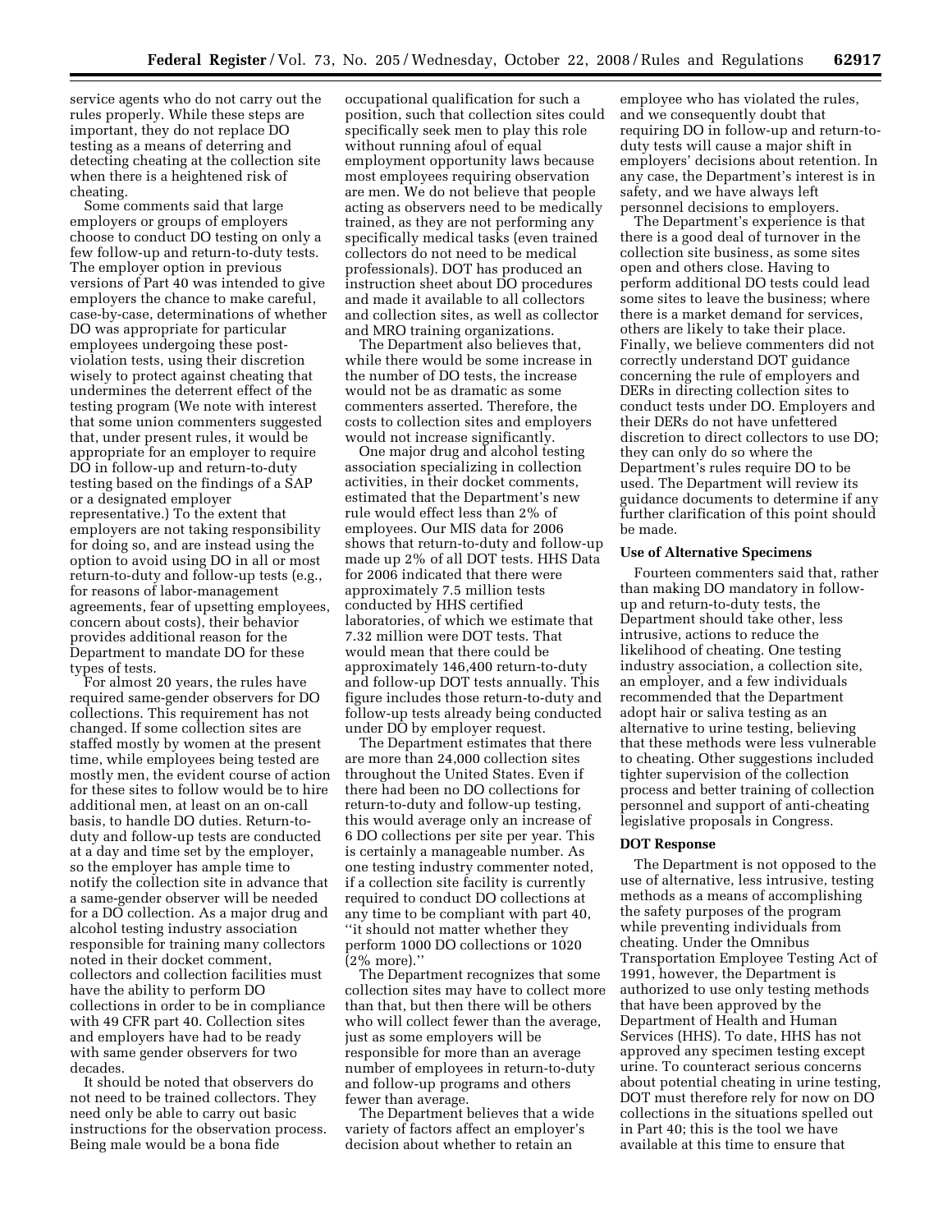service agents who do not carry out the rules properly. While these steps are important, they do not replace DO testing as a means of deterring and detecting cheating at the collection site when there is a heightened risk of cheating.

Some comments said that large employers or groups of employers choose to conduct DO testing on only a few follow-up and return-to-duty tests. The employer option in previous versions of Part 40 was intended to give employers the chance to make careful, case-by-case, determinations of whether DO was appropriate for particular employees undergoing these post-violation tests, using their discretion wisely to protect against cheating that undermines the deterrent effect of the testing program (We note with interest that some union commenters suggested that, under present rules, it would be appropriate for an employer to require DO in follow-up and return-to-duty testing based on the findings of a SAP or a designated employer representative.) To the extent that employers are not taking responsibility for doing so, and are instead using the option to avoid using DO in all or most return-to-duty and follow-up tests (e.g., for reasons of labor-management agreements, fear of upsetting employees, concern about costs), their behavior provides additional reason for the Department to mandate DO for these types of tests.

For almost 20 years, the rules have required same-gender observers for DO collections. This requirement has not changed. If some collection sites are staffed mostly by women at the present time, while employees being tested are mostly men, the evident course of action for these sites to follow would be to hire additional men, at least on an on-call basis, to handle DO duties. Return-to-duty and follow-up tests are conducted at a day and time set by the employer, so the employer has ample time to notify the collection site in advance that a same-gender observer will be needed for a DO collection. As a major drug and alcohol testing industry association responsible for training many collectors noted in their docket comment, collectors and collection facilities must have the ability to perform DO collections in order to be in compliance with 49 CFR part 40. Collection sites and employers have had to be ready with same gender observers for two decades.

It should be noted that observers do not need to be trained collectors. They need only be able to carry out basic instructions for the observation process. Being male would be a bona fide occupational qualification for such a position, such that collection sites could specifically seek men to play this role without running afoul of equal employment opportunity laws because most employees requiring observation are men. We do not believe that people acting as observers need to be medically trained, as they are not performing any specifically medical tasks (even trained collectors do not need to be medical professionals). DOT has produced an instruction sheet about DO procedures and made it available to all collectors and collection sites, as well as collector and MRO training organizations.

The Department also believes that, while there would be some increase in the number of DO tests, the increase would not be as dramatic as some commenters asserted. Therefore, the costs to collection sites and employers would not increase significantly.

One major drug and alcohol testing association specializing in collection activities, in their docket comments, estimated that the Department's new rule would effect less than 2% of employees. Our MIS data for 2006 shows that return-to-duty and follow-up made up 2% of all DOT tests. HHS Data for 2006 indicated that there were approximately 7.5 million tests conducted by HHS certified laboratories, of which we estimate that 7.32 million were DOT tests. That would mean that there could be approximately 146,400 return-to-duty and follow-up DOT tests annually. This figure includes those return-to-duty and follow-up tests already being conducted under DO by employer request.

The Department estimates that there are more than 24,000 collection sites throughout the United States. Even if there had been no DO collections for return-to-duty and follow-up testing, this would average only an increase of 6 DO collections per site per year. This is certainly a manageable number. As one testing industry commenter noted, if a collection site facility is currently required to conduct DO collections at any time to be compliant with part 40, "it should not matter whether they perform 1000 DO collections or 1020 (2% more)."

The Department recognizes that some collection sites may have to collect more than that, but then there will be others who will collect fewer than the average, just as some employers will be responsible for more than an average number of employees in return-to-duty and follow-up programs and others fewer than average.

The Department believes that a wide variety of factors affect an employer's decision about whether to retain an employee who has violated the rules, and we consequently doubt that requiring DO in follow-up and return-to-duty tests will cause a major shift in employers' decisions about retention. In any case, the Department's interest is in safety, and we have always left personnel decisions to employers.

The Department's experience is that there is a good deal of turnover in the collection site business, as some sites open and others close. Having to perform additional DO tests could lead some sites to leave the business; where there is a market demand for services, others are likely to take their place. Finally, we believe commenters did not correctly understand DOT guidance concerning the rule of employers and DERs in directing collection sites to conduct tests under DO. Employers and their DERs do not have unfettered discretion to direct collectors to use DO; they can only do so where the Department's rules require DO to be used. The Department will review its guidance documents to determine if any further clarification of this point should be made.

**Use of Alternative Specimens**

Fourteen commenters said that, rather than making DO mandatory in follow-up and return-to-duty tests, the Department should take other, less intrusive, actions to reduce the likelihood of cheating. One testing industry association, a collection site, an employer, and a few individuals recommended that the Department adopt hair or saliva testing as an alternative to urine testing, believing that these methods were less vulnerable to cheating. Other suggestions included tighter supervision of the collection process and better training of collection personnel and support of anti-cheating legislative proposals in Congress.

**DOT Response**

The Department is not opposed to the use of alternative, less intrusive, testing methods as a means of accomplishing the safety purposes of the program while preventing individuals from cheating. Under the Omnibus Transportation Employee Testing Act of 1991, however, the Department is authorized to use only testing methods that have been approved by the Department of Health and Human Services (HHS). To date, HHS has not approved any specimen testing except urine. To counteract serious concerns about potential cheating in urine testing, DOT must therefore rely for now on DO collections in the situations spelled out in Part 40; this is the tool we have available at this time to ensure that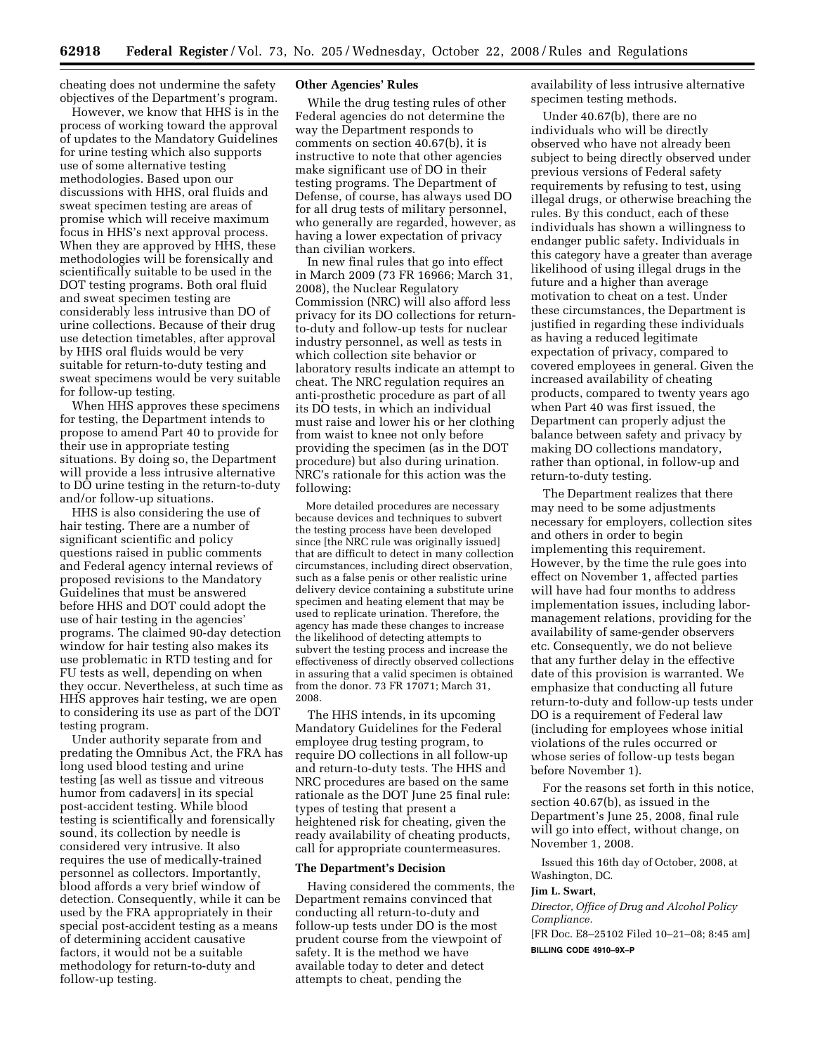cheating does not undermine the safety objectives of the Department's program.

However, we know that HHS is in the process of working toward the approval of updates to the Mandatory Guidelines for urine testing which also supports use of some alternative testing methodologies. Based upon our discussions with HHS, oral fluids and sweat specimen testing are areas of promise which will receive maximum focus in HHS's next approval process. When they are approved by HHS, these methodologies will be forensically and scientifically suitable to be used in the DOT testing programs. Both oral fluid and sweat specimen testing are considerably less intrusive than DO of urine collections. Because of their drug use detection timetables, after approval by HHS oral fluids would be very suitable for return-to-duty testing and sweat specimens would be very suitable for follow-up testing.

When HHS approves these specimens for testing, the Department intends to propose to amend Part 40 to provide for their use in appropriate testing situations. By doing so, the Department will provide a less intrusive alternative to DO urine testing in the return-to-duty and/or follow-up situations.

HHS is also considering the use of hair testing. There are a number of significant scientific and policy questions raised in public comments and Federal agency internal reviews of proposed revisions to the Mandatory Guidelines that must be answered before HHS and DOT could adopt the use of hair testing in the agencies' programs. The claimed 90-day detection window for hair testing also makes its use problematic in RTD testing and for FU tests as well, depending on when they occur. Nevertheless, at such time as HHS approves hair testing, we are open to considering its use as part of the DOT testing program.

Under authority separate from and predating the Omnibus Act, the FRA has long used blood testing and urine testing [as well as tissue and vitreous humor from cadavers] in its special post-accident testing. While blood testing is scientifically and forensically sound, its collection by needle is considered very intrusive. It also requires the use of medically-trained personnel as collectors. Importantly, blood affords a very brief window of detection. Consequently, while it can be used by the FRA appropriately in their special post-accident testing as a means of determining accident causative factors, it would not be a suitable methodology for return-to-duty and follow-up testing.

**Other Agencies' Rules**

While the drug testing rules of other Federal agencies do not determine the way the Department responds to comments on section 40.67(b), it is instructive to note that other agencies make significant use of DO in their testing programs. The Department of Defense, of course, has always used DO for all drug tests of military personnel, who generally are regarded, however, as having a lower expectation of privacy than civilian workers.

In new final rules that go into effect in March 2009 (73 FR 16966; March 31, 2008), the Nuclear Regulatory Commission (NRC) will also afford less privacy for its DO collections for return-to-duty and follow-up tests for nuclear industry personnel, as well as tests in which collection site behavior or laboratory results indicate an attempt to cheat. The NRC regulation requires an anti-prosthetic procedure as part of all its DO tests, in which an individual must raise and lower his or her clothing from waist to knee not only before providing the specimen (as in the DOT procedure) but also during urination. NRC's rationale for this action was the following:

> More detailed procedures are necessary because devices and techniques to subvert the testing process have been developed since [the NRC rule was originally issued] that are difficult to detect in many collection circumstances, including direct observation, such as a false penis or other realistic urine delivery device containing a substitute urine specimen and heating element that may be used to replicate urination. Therefore, the agency has made these changes to increase the likelihood of detecting attempts to subvert the testing process and increase the effectiveness of directly observed collections in assuring that a valid specimen is obtained from the donor. 73 FR 17071; March 31, 2008.

The HHS intends, in its upcoming Mandatory Guidelines for the Federal employee drug testing program, to require DO collections in all follow-up and return-to-duty tests. The HHS and NRC procedures are based on the same rationale as the DOT June 25 final rule: types of testing that present a heightened risk for cheating, given the ready availability of cheating products, call for appropriate countermeasures.

**The Department's Decision**

Having considered the comments, the Department remains convinced that conducting all return-to-duty and follow-up tests under DO is the most prudent course from the viewpoint of safety. It is the method we have available today to deter and detect attempts to cheat, pending the availability of less intrusive alternative specimen testing methods.

Under 40.67(b), there are no individuals who will be directly observed who have not already been subject to being directly observed under previous versions of Federal safety requirements by refusing to test, using illegal drugs, or otherwise breaching the rules. By this conduct, each of these individuals has shown a willingness to endanger public safety. Individuals in this category have a greater than average likelihood of using illegal drugs in the future and a higher than average motivation to cheat on a test. Under these circumstances, the Department is justified in regarding these individuals as having a reduced legitimate expectation of privacy, compared to covered employees in general. Given the increased availability of cheating products, compared to twenty years ago when Part 40 was first issued, the Department can properly adjust the balance between safety and privacy by making DO collections mandatory, rather than optional, in follow-up and return-to-duty testing.

The Department realizes that there may need to be some adjustments necessary for employers, collection sites and others in order to begin implementing this requirement. However, by the time the rule goes into effect on November 1, affected parties will have had four months to address implementation issues, including labor-management relations, providing for the availability of same-gender observers etc. Consequently, we do not believe that any further delay in the effective date of this provision is warranted. We emphasize that conducting all future return-to-duty and follow-up tests under DO is a requirement of Federal law (including for employees whose initial violations of the rules occurred or whose series of follow-up tests began before November 1).

For the reasons set forth in this notice, section 40.67(b), as issued in the Department's June 25, 2008, final rule will go into effect, without change, on November 1, 2008.

Issued this 16th day of October, 2008, at Washington, DC.

**Jim L. Swart,**

*Director, Office of Drug and Alcohol Policy Compliance.*

[FR Doc. E8–25102 Filed 10–21–08; 8:45 am]

**BILLING CODE 4910–9X–P**